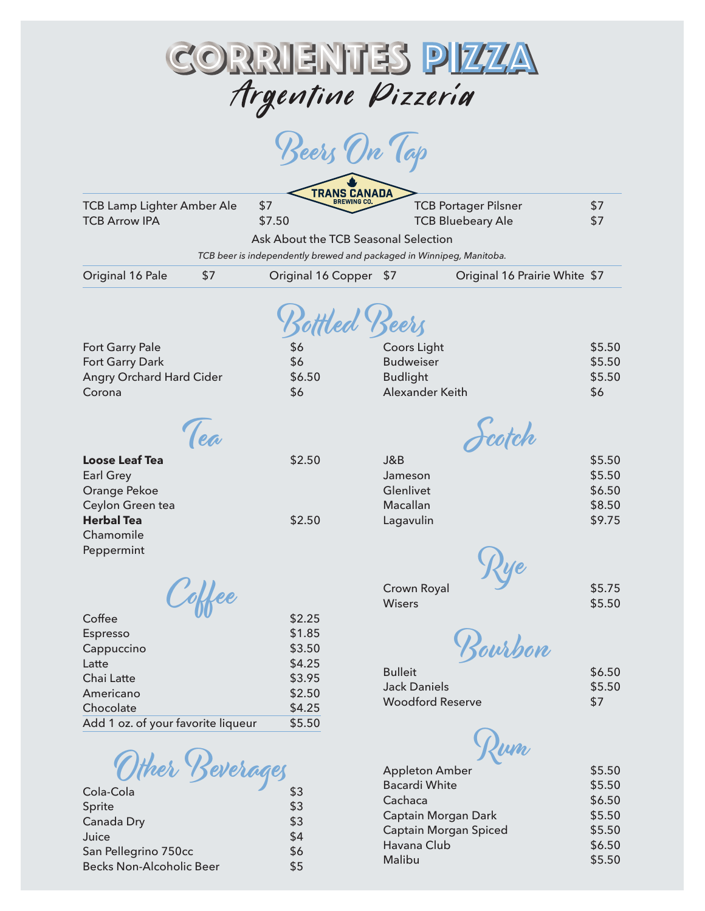# CORRIENTES PIZZA

## Argentine Pizzeria

## Beers On Tap

TRANS CANADA BREWING CO.

| | | | |
|---|---|---|---|
| TCB Lamp Lighter Amber Ale | $7 | TCB Portager Pilsner | $7 |
| TCB Arrow IPA | $7.50 | TCB Bluebeary Ale | $7 |

Ask About the TCB Seasonal Selection

*TCB beer is independently brewed and packaged in Winnipeg, Manitoba.*

| | | | | | |
|---|---|---|---|---|---|
| Original 16 Pale | $7 | Original 16 Copper | $7 | Original 16 Prairie White | $7 |

## Bottled Beers

| | | | |
|---|---|---|---|
| Fort Garry Pale | $6 | Coors Light | $5.50 |
| Fort Garry Dark | $6 | Budweiser | $5.50 |
| Angry Orchard Hard Cider | $6.50 | Budlight | $5.50 |
| Corona | $6 | Alexander Keith | $6 |

## Tea

| | |
|---|---|
| **Loose Leaf Tea** | $2.50 |
| Earl Grey | |
| Orange Pekoe | |
| Ceylon Green tea | |
| **Herbal Tea** | $2.50 |
| Chamomile | |
| Peppermint | |

## Coffee

| | |
|---|---|
| Coffee | $2.25 |
| Espresso | $1.85 |
| Cappuccino | $3.50 |
| Latte | $4.25 |
| Chai Latte | $3.95 |
| Americano | $2.50 |
| Chocolate | $4.25 |
| Add 1 oz. of your favorite liqueur | $5.50 |

## Other Beverages

| | |
|---|---|
| Cola-Cola | $3 |
| Sprite | $3 |
| Canada Dry | $3 |
| Juice | $4 |
| San Pellegrino 750cc | $6 |
| Becks Non-Alcoholic Beer | $5 |

## Scotch

| | |
|---|---|
| J&B | $5.50 |
| Jameson | $5.50 |
| Glenlivet | $6.50 |
| Macallan | $8.50 |
| Lagavulin | $9.75 |

## Rye

| | |
|---|---|
| Crown Royal | $5.75 |
| Wisers | $5.50 |

## Bourbon

| | |
|---|---|
| Bulleit | $6.50 |
| Jack Daniels | $5.50 |
| Woodford Reserve | $7 |

## Rum

| | |
|---|---|
| Appleton Amber | $5.50 |
| Bacardi White | $5.50 |
| Cachaca | $6.50 |
| Captain Morgan Dark | $5.50 |
| Captain Morgan Spiced | $5.50 |
| Havana Club | $6.50 |
| Malibu | $5.50 |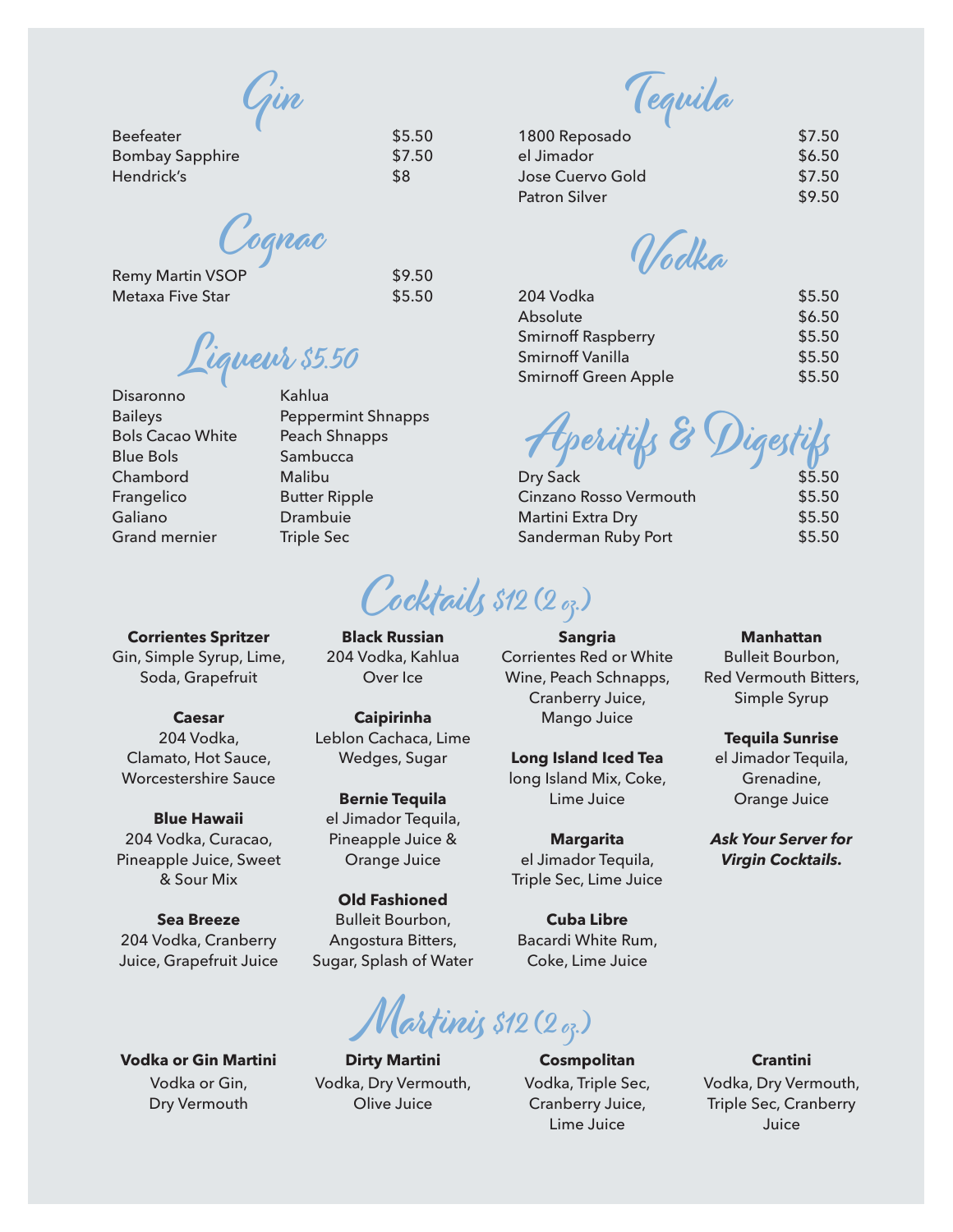## Gin

| | |
|---|---|
| Beefeater | $5.50 |
| Bombay Sapphire | $7.50 |
| Hendrick's | $8 |

## Cognac

| | |
|---|---|
| Remy Martin VSOP | $9.50 |
| Metaxa Five Star | $5.50 |

## Liqueur $5.50

- Disaronno
- Baileys
- Bols Cacao White
- Blue Bols
- Chambord
- Frangelico
- Galiano
- Grand mernier
- Kahlua
- Peppermint Shnapps
- Peach Shnapps
- Sambucca
- Malibu
- Butter Ripple
- Drambuie
- Triple Sec

## Tequila

| | |
|---|---|
| 1800 Reposado | $7.50 |
| el Jimador | $6.50 |
| Jose Cuervo Gold | $7.50 |
| Patron Silver | $9.50 |

## Vodka

| | |
|---|---|
| 204 Vodka | $5.50 |
| Absolute | $6.50 |
| Smirnoff Raspberry | $5.50 |
| Smirnoff Vanilla | $5.50 |
| Smirnoff Green Apple | $5.50 |

## Aperitifs & Digestifs

| | |
|---|---|
| Dry Sack | $5.50 |
| Cinzano Rosso Vermouth | $5.50 |
| Martini Extra Dry | $5.50 |
| Sanderman Ruby Port | $5.50 |

## Cocktails $12 (2 oz.)

**Corrientes Spritzer**
Gin, Simple Syrup, Lime, Soda, Grapefruit

**Caesar**
204 Vodka, Clamato, Hot Sauce, Worcestershire Sauce

**Blue Hawaii**
204 Vodka, Curacao, Pineapple Juice, Sweet & Sour Mix

**Sea Breeze**
204 Vodka, Cranberry Juice, Grapefruit Juice

**Black Russian**
204 Vodka, Kahlua Over Ice

**Caipirinha**
Leblon Cachaca, Lime Wedges, Sugar

**Bernie Tequila**
el Jimador Tequila, Pineapple Juice & Orange Juice

**Old Fashioned**
Bulleit Bourbon, Angostura Bitters, Sugar, Splash of Water

**Sangria**
Corrientes Red or White Wine, Peach Schnapps, Cranberry Juice, Mango Juice

**Long Island Iced Tea**
long Island Mix, Coke, Lime Juice

**Margarita**
el Jimador Tequila, Triple Sec, Lime Juice

**Cuba Libre**
Bacardi White Rum, Coke, Lime Juice

**Manhattan**
Bulleit Bourbon, Red Vermouth Bitters, Simple Syrup

**Tequila Sunrise**
el Jimador Tequila, Grenadine, Orange Juice

***Ask Your Server for Virgin Cocktails.***

## Martinis $12 (2 oz.)

**Vodka or Gin Martini**
Vodka or Gin, Dry Vermouth

**Dirty Martini**
Vodka, Dry Vermouth, Olive Juice

**Cosmpolitan**
Vodka, Triple Sec, Cranberry Juice, Lime Juice

**Crantini**
Vodka, Dry Vermouth, Triple Sec, Cranberry Juice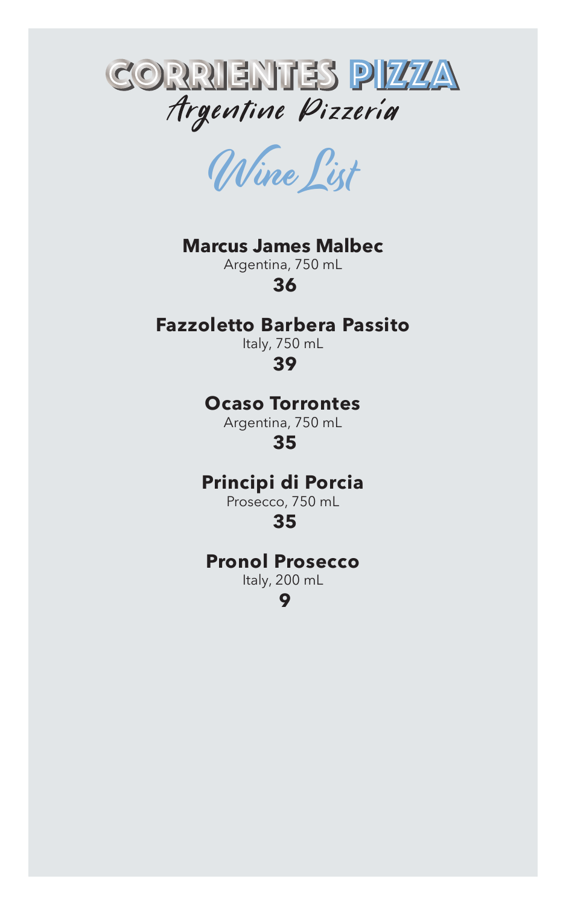# CORRIENTES PIZZA

*Argentine Pizzería*

## *Wine List*

**Marcus James Malbec**
Argentina, 750 mL
**36**

**Fazzoletto Barbera Passito**
Italy, 750 mL
**39**

**Ocaso Torrontes**
Argentina, 750 mL
**35**

**Principi di Porcia**
Prosecco, 750 mL
**35**

**Pronol Prosecco**
Italy, 200 mL
**9**